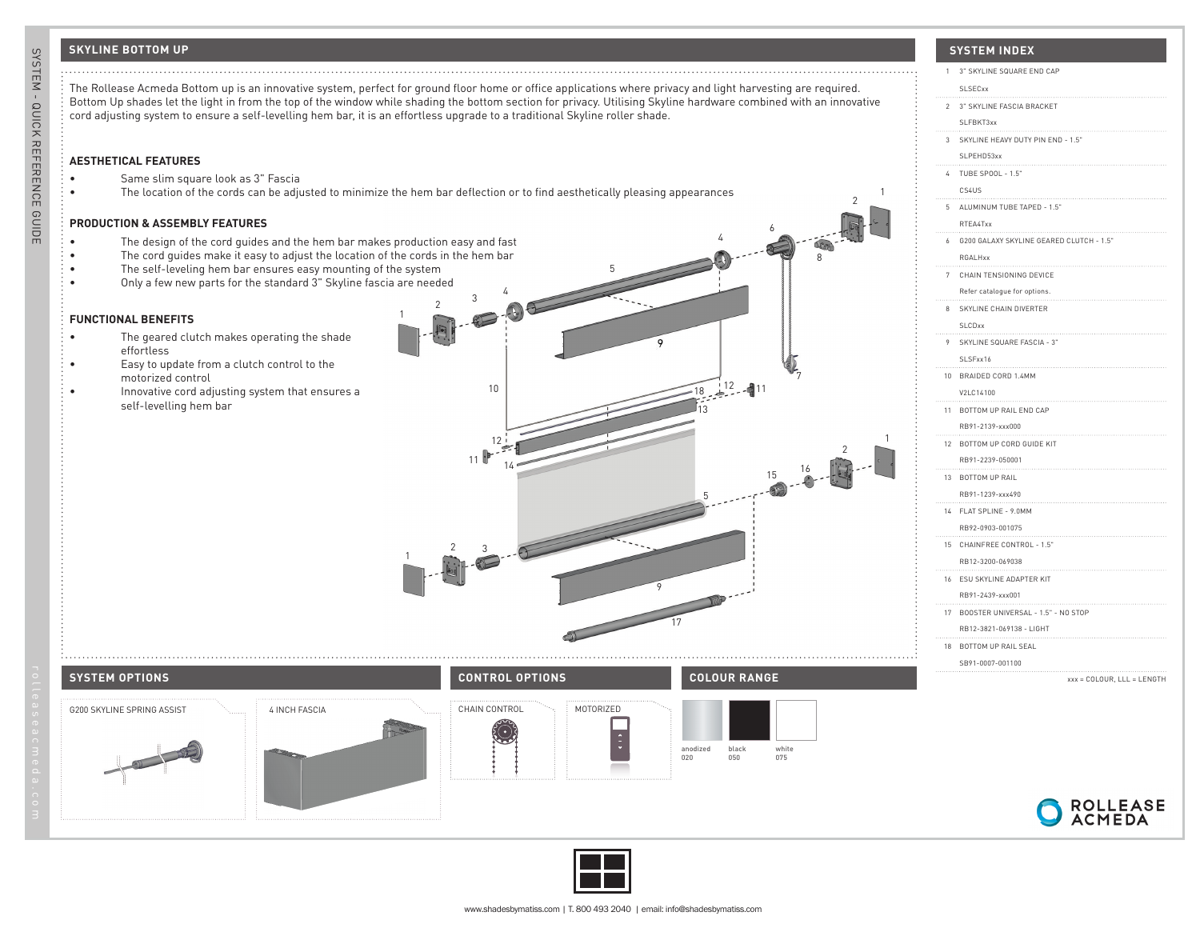## SKYLINE BOTTOM UP

The Rollease Acmeda Bottom up is an innovative system, perfect for ground floor home or office applications where privacy and light harvesting are required. Bottom Up shades let the light in from the top of the window while shading the bottom section for privacy. Utilising Skyline hardware combined with an innovative cord adjusting system to ensure a self-levelling hem bar, it is an effortless upgrade to a traditional Skyline roller shade.

### AESTHETICAL FEATURES

- Same slim square look as 3" Fascia
- The location of the cords can be adjusted to minimize the hem bar deflection or to find aesthetically pleasing appearances

### PRODUCTION & ASSEMBLY FEATURES

- The design of the cord guides and the hem bar makes production easy and fast
- The cord guides make it easy to adjust the location of the cords in the hem bar
- The self-leveling hem bar ensures easy mounting of the system
- Only a few new parts for the standard 3" Skyline fascia are needed

### FUNCTIONAL BENEFITS

- The geared clutch makes operating the shade effortless
- Easy to update from a clutch control to the motorized control
- Innovative cord adjusting system that ensures a self-levelling hem bar

## SYSTEM INDEX

| # | Part | Code |
|---|---|---|
| 1 | 3" SKYLINE SQUARE END CAP | SLSECxx |
| 2 | 3" SKYLINE FASCIA BRACKET | SLFBKT3xx |
| 3 | SKYLINE HEAVY DUTY PIN END - 1.5" | SLPEHD53xx |
| 4 | TUBE SPOOL - 1.5" | CS4US |
| 5 | ALUMINUM TUBE TAPED - 1.5" | RTEA4Txx |
| 6 | G200 GALAXY SKYLINE GEARED CLUTCH - 1.5" | RGALHxx |
| 7 | CHAIN TENSIONING DEVICE | Refer catalogue for options. |
| 8 | SKYLINE CHAIN DIVERTER | SLCDxx |
| 9 | SKYLINE SQUARE FASCIA - 3" | SLSFxx16 |
| 10 | BRAIDED CORD 1.4MM | V2LC14100 |
| 11 | BOTTOM UP RAIL END CAP | RB91-2139-xxx000 |
| 12 | BOTTOM UP CORD GUIDE KIT | RB91-2239-050001 |
| 13 | BOTTOM UP RAIL | RB91-1239-xxx490 |
| 14 | FLAT SPLINE - 9.0MM | RB92-0903-001075 |
| 15 | CHAINFREE CONTROL - 1.5" | RB12-3200-069038 |
| 16 | ESU SKYLINE ADAPTER KIT | RB91-2439-xxx001 |
| 17 | BOOSTER UNIVERSAL - 1.5" - NO STOP | RB12-3821-069138 - LIGHT |
| 18 | BOTTOM UP RAIL SEAL | SB91-0007-001100 |

xxx = COLOUR, LLL = LENGTH

## SYSTEM OPTIONS

G200 SKYLINE SPRING ASSIST

4 INCH FASCIA

## CONTROL OPTIONS

CHAIN CONTROL

MOTORIZED

## COLOUR RANGE

anodized 020

black 050

white 075

www.shadesbymatiss.com | T. 800 493 2040 | email: info@shadesbymatiss.com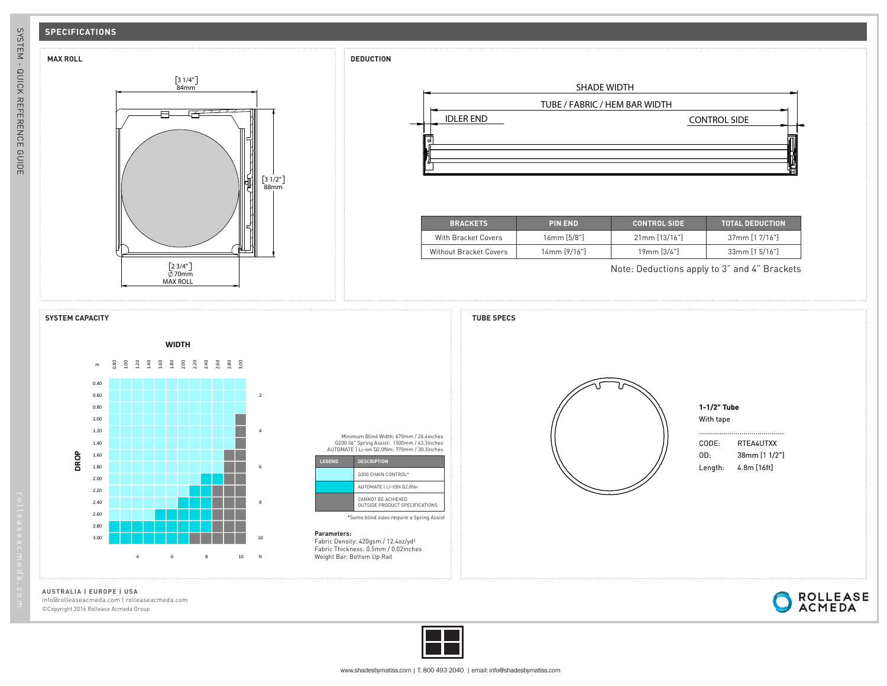## SPECIFICATIONS

### MAX ROLL

[3 1/4"]
84mm

[3 1/2"]
88mm

[2 3/4"]
∅70mm
MAX ROLL

### DEDUCTION

SHADE WIDTH
TUBE / FABRIC / HEM BAR WIDTH
IDLER END
CONTROL SIDE

| BRACKETS | PIN END | CONTROL SIDE | TOTAL DEDUCTION |
|---|---|---|---|
| With Bracket Covers | 16mm [5/8"] | 21mm [13/16"] | 37mm [1 7/16"] |
| Without Bracket Covers | 14mm [9/16"] | 19mm [3/4"] | 33mm [1 5/16"] |

Note: Deductions apply to 3" and 4" Brackets

### SYSTEM CAPACITY

WIDTH

m 0.80 1.00 1.20 1.40 1.60 1.80 2.00 2.20 2.40 2.60 2.80 3.00

DROP

0.40 0.60 0.80 1.00 1.20 1.40 1.60 1.80 2.00 2.20 2.40 2.60 2.80 3.00

2 4 6 8 10

4 6 8 10 ft

Minimum Blind Width: 670mm / 26.4inches
G200 36" Spring Assist: 1500mm / 43.3inches
AUTOMATE | Li-ion Q2.0Nm: 770mm / 30.3inches

| LEGEND | DESCRIPTION |
|---|---|
| | G200 CHAIN CONTROL* |
| | AUTOMATE \| LI-ION Q2.0Nm |
| | CANNOT BE ACHIEVED OUTSIDE PRODUCT SPECIFICATIONS |

*Some blind sizes require a Spring Assist

**Parameters:**
Fabric Density: 420gsm / 12.4oz/yd²
Fabric Thickness: 0.5mm / 0.02inches
Weight Bar: Bottom Up Rail

### TUBE SPECS

**1-1/2" Tube**
With tape

| | |
|---|---|
| CODE: | RTEA4UTXX |
| OD: | 38mm [1 1/2"] |
| Length: | 4.8m [16ft] |

**AUSTRALIA | EUROPE | USA**
info@rolleaseacmeda.com | rolleaseacmeda.com
©Copyright 2016 Rollease Acmeda Group

ROLLEASE ACMEDA

www.shadesbymatiss.com | T. 800 493 2040 | email: info@shadesbymatiss.com